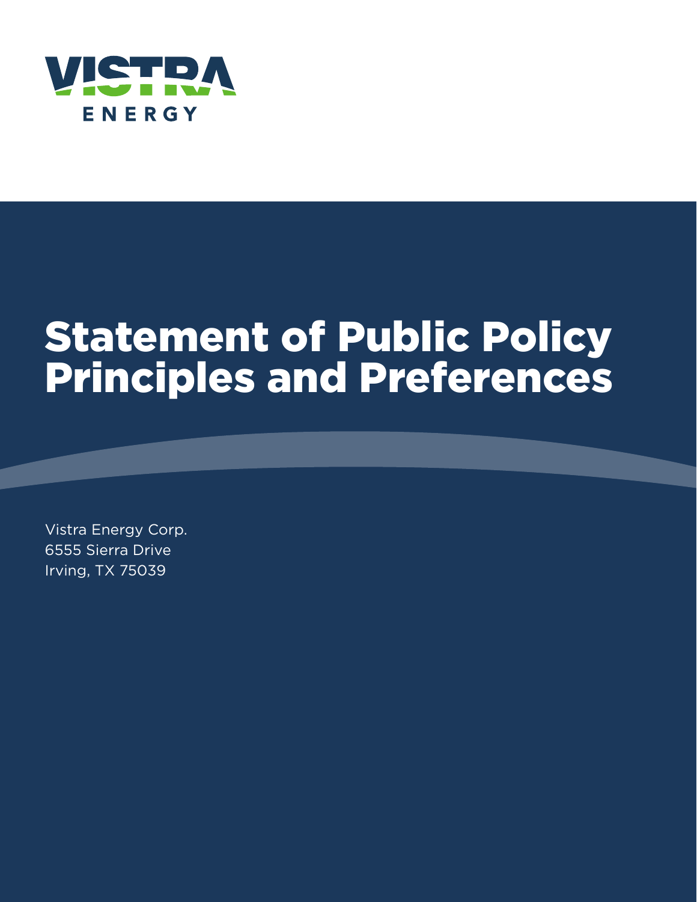VISTRA ENERGY

# Statement of Public Policy Principles and Preferences

Vistra Energy Corp.
6555 Sierra Drive
Irving, TX 75039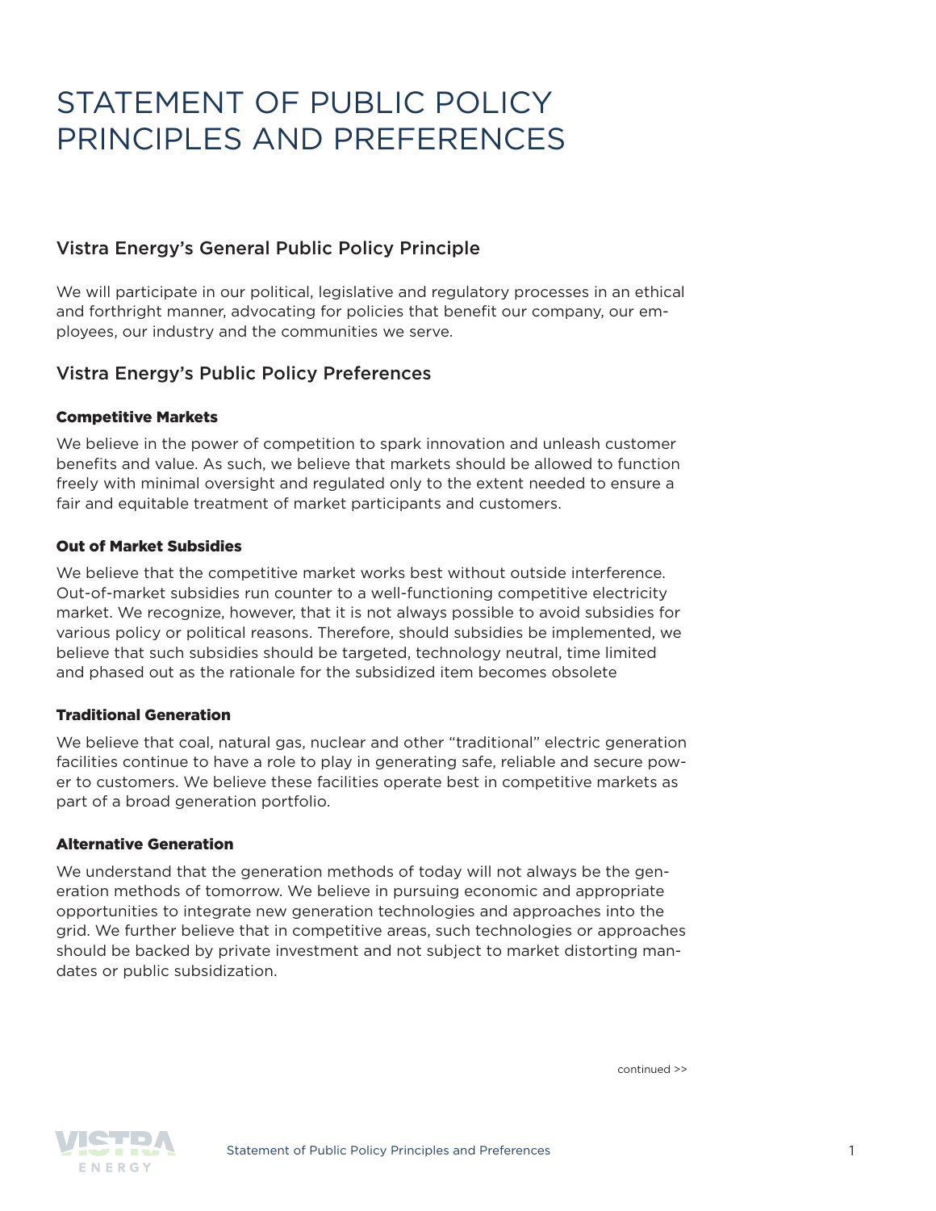# STATEMENT OF PUBLIC POLICY PRINCIPLES AND PREFERENCES

## Vistra Energy's General Public Policy Principle

We will participate in our political, legislative and regulatory processes in an ethical and forthright manner, advocating for policies that benefit our company, our employees, our industry and the communities we serve.

## Vistra Energy's Public Policy Preferences

### Competitive Markets

We believe in the power of competition to spark innovation and unleash customer benefits and value. As such, we believe that markets should be allowed to function freely with minimal oversight and regulated only to the extent needed to ensure a fair and equitable treatment of market participants and customers.

### Out of Market Subsidies

We believe that the competitive market works best without outside interference. Out-of-market subsidies run counter to a well-functioning competitive electricity market. We recognize, however, that it is not always possible to avoid subsidies for various policy or political reasons. Therefore, should subsidies be implemented, we believe that such subsidies should be targeted, technology neutral, time limited and phased out as the rationale for the subsidized item becomes obsolete

### Traditional Generation

We believe that coal, natural gas, nuclear and other "traditional" electric generation facilities continue to have a role to play in generating safe, reliable and secure power to customers. We believe these facilities operate best in competitive markets as part of a broad generation portfolio.

### Alternative Generation

We understand that the generation methods of today will not always be the generation methods of tomorrow. We believe in pursuing economic and appropriate opportunities to integrate new generation technologies and approaches into the grid. We further believe that in competitive areas, such technologies or approaches should be backed by private investment and not subject to market distorting mandates or public subsidization.

continued >>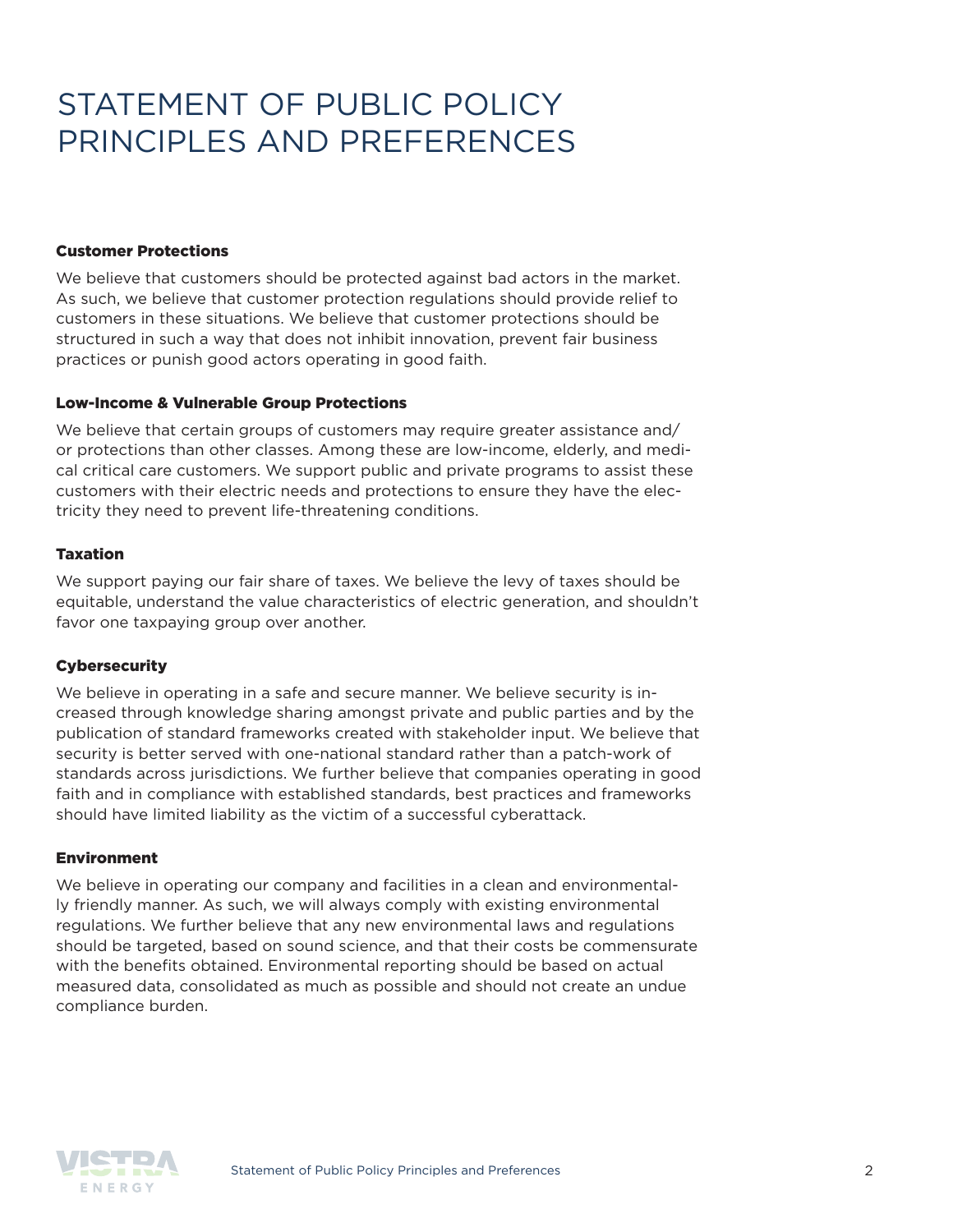# STATEMENT OF PUBLIC POLICY PRINCIPLES AND PREFERENCES

### Customer Protections

We believe that customers should be protected against bad actors in the market. As such, we believe that customer protection regulations should provide relief to customers in these situations. We believe that customer protections should be structured in such a way that does not inhibit innovation, prevent fair business practices or punish good actors operating in good faith.

### Low-Income & Vulnerable Group Protections

We believe that certain groups of customers may require greater assistance and/or protections than other classes. Among these are low-income, elderly, and medical critical care customers. We support public and private programs to assist these customers with their electric needs and protections to ensure they have the electricity they need to prevent life-threatening conditions.

### Taxation

We support paying our fair share of taxes. We believe the levy of taxes should be equitable, understand the value characteristics of electric generation, and shouldn't favor one taxpaying group over another.

### Cybersecurity

We believe in operating in a safe and secure manner. We believe security is increased through knowledge sharing amongst private and public parties and by the publication of standard frameworks created with stakeholder input. We believe that security is better served with one-national standard rather than a patch-work of standards across jurisdictions. We further believe that companies operating in good faith and in compliance with established standards, best practices and frameworks should have limited liability as the victim of a successful cyberattack.

### Environment

We believe in operating our company and facilities in a clean and environmentally friendly manner. As such, we will always comply with existing environmental regulations. We further believe that any new environmental laws and regulations should be targeted, based on sound science, and that their costs be commensurate with the benefits obtained. Environmental reporting should be based on actual measured data, consolidated as much as possible and should not create an undue compliance burden.